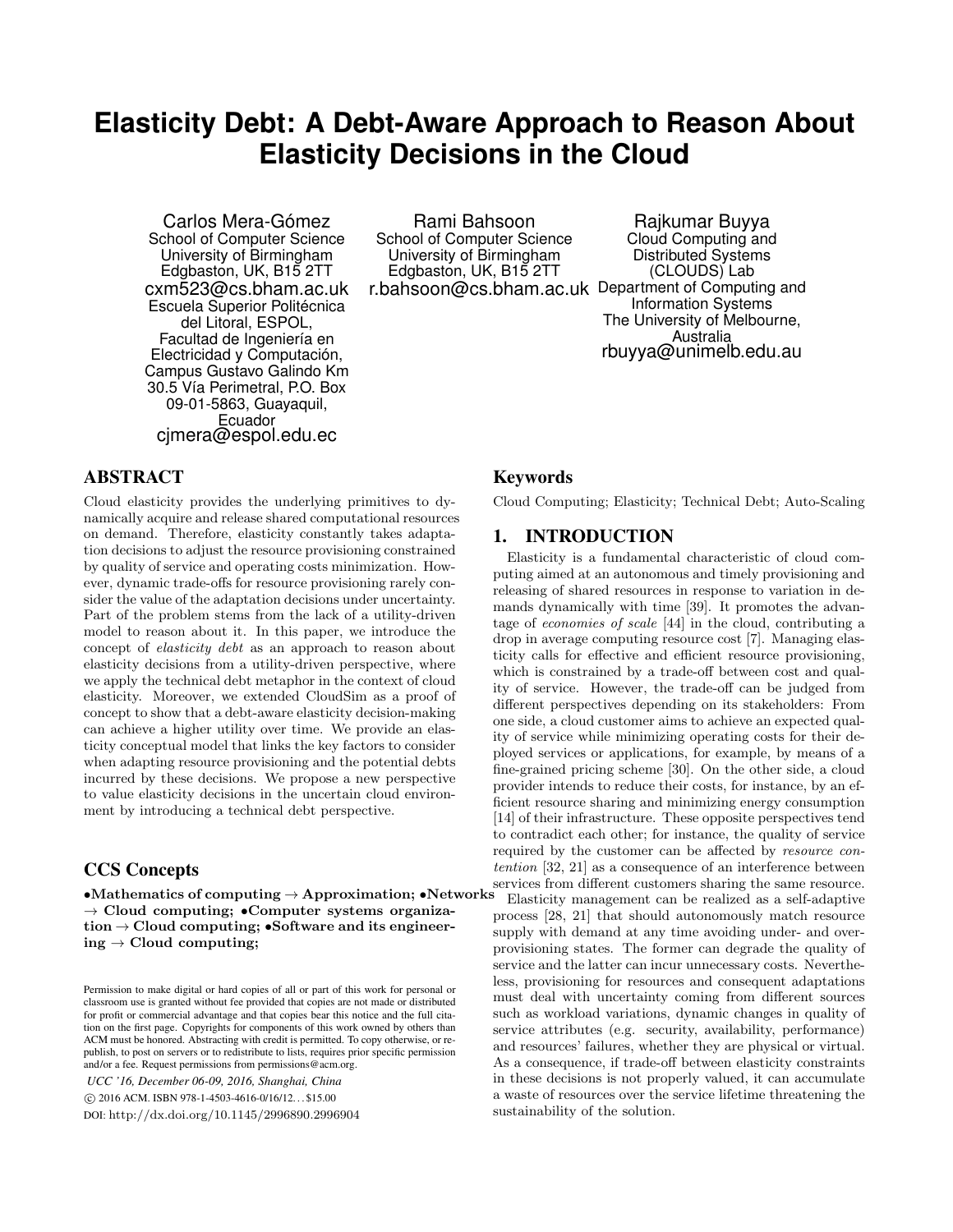# Elasticity Debt: A Debt-Aware Approach to Reason About Elasticity Decisions in the Cloud

Carlos Mera-Gómez
School of Computer Science
University of Birmingham
Edgbaston, UK, B15 2TT
cxm523@cs.bham.ac.uk
Escuela Superior Politécnica del Litoral, ESPOL,
Facultad de Ingeniería en Electricidad y Computación,
Campus Gustavo Galindo Km 30.5 Vía Perimetral, P.O. Box 09-01-5863, Guayaquil, Ecuador
cjmera@espol.edu.ec

Rami Bahsoon
School of Computer Science
University of Birmingham
Edgbaston, UK, B15 2TT
r.bahsoon@cs.bham.ac.uk

Rajkumar Buyya
Cloud Computing and Distributed Systems (CLOUDS) Lab
Department of Computing and Information Systems
The University of Melbourne, Australia
rbuyya@unimelb.edu.au

## ABSTRACT

Cloud elasticity provides the underlying primitives to dynamically acquire and release shared computational resources on demand. Therefore, elasticity constantly takes adaptation decisions to adjust the resource provisioning constrained by quality of service and operating costs minimization. However, dynamic trade-offs for resource provisioning rarely consider the value of the adaptation decisions under uncertainty. Part of the problem stems from the lack of a utility-driven model to reason about it. In this paper, we introduce the concept of *elasticity debt* as an approach to reason about elasticity decisions from a utility-driven perspective, where we apply the technical debt metaphor in the context of cloud elasticity. Moreover, we extended CloudSim as a proof of concept to show that a debt-aware elasticity decision-making can achieve a higher utility over time. We provide an elasticity conceptual model that links the key factors to consider when adapting resource provisioning and the potential debts incurred by these decisions. We propose a new perspective to value elasticity decisions in the uncertain cloud environment by introducing a technical debt perspective.

## CCS Concepts

**•Mathematics of computing → Approximation; •Networks → Cloud computing; •Computer systems organization → Cloud computing; •Software and its engineering → Cloud computing;**

Permission to make digital or hard copies of all or part of this work for personal or classroom use is granted without fee provided that copies are not made or distributed for profit or commercial advantage and that copies bear this notice and the full citation on the first page. Copyrights for components of this work owned by others than ACM must be honored. Abstracting with credit is permitted. To copy otherwise, or republish, to post on servers or to redistribute to lists, requires prior specific permission and/or a fee. Request permissions from permissions@acm.org.

*UCC '16, December 06-09, 2016, Shanghai, China*
© 2016 ACM. ISBN 978-1-4503-4616-0/16/12...$15.00
DOI: http://dx.doi.org/10.1145/2996890.2996904

## Keywords

Cloud Computing; Elasticity; Technical Debt; Auto-Scaling

## 1. INTRODUCTION

Elasticity is a fundamental characteristic of cloud computing aimed at an autonomous and timely provisioning and releasing of shared resources in response to variation in demands dynamically with time [39]. It promotes the advantage of *economies of scale* [44] in the cloud, contributing a drop in average computing resource cost [7]. Managing elasticity calls for effective and efficient resource provisioning, which is constrained by a trade-off between cost and quality of service. However, the trade-off can be judged from different perspectives depending on its stakeholders: From one side, a cloud customer aims to achieve an expected quality of service while minimizing operating costs for their deployed services or applications, for example, by means of a fine-grained pricing scheme [30]. On the other side, a cloud provider intends to reduce their costs, for instance, by an efficient resource sharing and minimizing energy consumption [14] of their infrastructure. These opposite perspectives tend to contradict each other; for instance, the quality of service required by the customer can be affected by *resource contention* [32, 21] as a consequence of an interference between services from different customers sharing the same resource.

Elasticity management can be realized as a self-adaptive process [28, 21] that should autonomously match resource supply with demand at any time avoiding under- and over-provisioning states. The former can degrade the quality of service and the latter can incur unnecessary costs. Nevertheless, provisioning for resources and consequent adaptations must deal with uncertainty coming from different sources such as workload variations, dynamic changes in quality of service attributes (e.g. security, availability, performance) and resources' failures, whether they are physical or virtual. As a consequence, if trade-off between elasticity constraints in these decisions is not properly valued, it can accumulate a waste of resources over the service lifetime threatening the sustainability of the solution.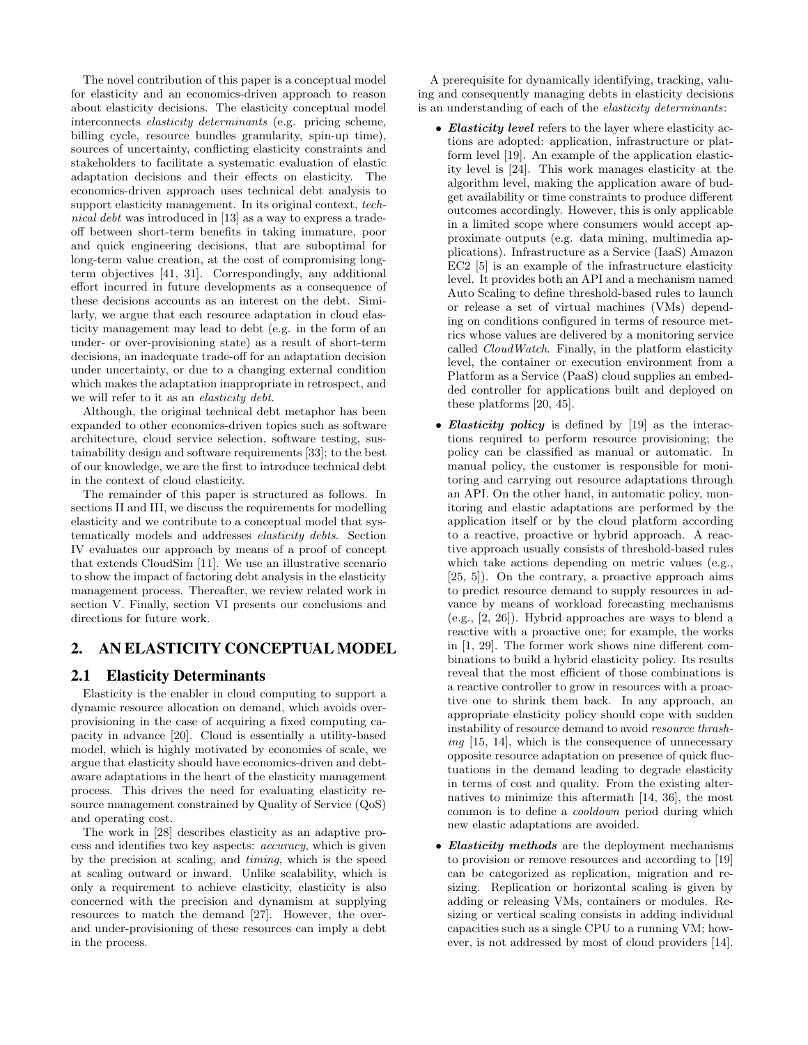The novel contribution of this paper is a conceptual model for elasticity and an economics-driven approach to reason about elasticity decisions. The elasticity conceptual model interconnects *elasticity determinants* (e.g. pricing scheme, billing cycle, resource bundles granularity, spin-up time), sources of uncertainty, conflicting elasticity constraints and stakeholders to facilitate a systematic evaluation of elastic adaptation decisions and their effects on elasticity. The economics-driven approach uses technical debt analysis to support elasticity management. In its original context, *technical debt* was introduced in [13] as a way to express a trade-off between short-term benefits in taking immature, poor and quick engineering decisions, that are suboptimal for long-term value creation, at the cost of compromising long-term objectives [41, 31]. Correspondingly, any additional effort incurred in future developments as a consequence of these decisions accounts as an interest on the debt. Similarly, we argue that each resource adaptation in cloud elasticity management may lead to debt (e.g. in the form of an under- or over-provisioning state) as a result of short-term decisions, an inadequate trade-off for an adaptation decision under uncertainty, or due to a changing external condition which makes the adaptation inappropriate in retrospect, and we will refer to it as an *elasticity debt*.

Although, the original technical debt metaphor has been expanded to other economics-driven topics such as software architecture, cloud service selection, software testing, sustainability design and software requirements [33]; to the best of our knowledge, we are the first to introduce technical debt in the context of cloud elasticity.

The remainder of this paper is structured as follows. In sections II and III, we discuss the requirements for modelling elasticity and we contribute to a conceptual model that systematically models and addresses *elasticity debts*. Section IV evaluates our approach by means of a proof of concept that extends CloudSim [11]. We use an illustrative scenario to show the impact of factoring debt analysis in the elasticity management process. Thereafter, we review related work in section V. Finally, section VI presents our conclusions and directions for future work.

## 2. AN ELASTICITY CONCEPTUAL MODEL

### 2.1 Elasticity Determinants

Elasticity is the enabler in cloud computing to support a dynamic resource allocation on demand, which avoids over-provisioning in the case of acquiring a fixed computing capacity in advance [20]. Cloud is essentially a utility-based model, which is highly motivated by economies of scale, we argue that elasticity should have economics-driven and debt-aware adaptations in the heart of the elasticity management process. This drives the need for evaluating elasticity resource management constrained by Quality of Service (QoS) and operating cost.

The work in [28] describes elasticity as an adaptive process and identifies two key aspects: *accuracy*, which is given by the precision at scaling, and *timing*, which is the speed at scaling outward or inward. Unlike scalability, which is only a requirement to achieve elasticity, elasticity is also concerned with the precision and dynamism at supplying resources to match the demand [27]. However, the over- and under-provisioning of these resources can imply a debt in the process.

A prerequisite for dynamically identifying, tracking, valuing and consequently managing debts in elasticity decisions is an understanding of each of the *elasticity determinants*:

- ***Elasticity level*** refers to the layer where elasticity actions are adopted: application, infrastructure or platform level [19]. An example of the application elasticity level is [24]. This work manages elasticity at the algorithm level, making the application aware of budget availability or time constraints to produce different outcomes accordingly. However, this is only applicable in a limited scope where consumers would accept approximate outputs (e.g. data mining, multimedia applications). Infrastructure as a Service (IaaS) Amazon EC2 [5] is an example of the infrastructure elasticity level. It provides both an API and a mechanism named Auto Scaling to define threshold-based rules to launch or release a set of virtual machines (VMs) depending on conditions configured in terms of resource metrics whose values are delivered by a monitoring service called *CloudWatch*. Finally, in the platform elasticity level, the container or execution environment from a Platform as a Service (PaaS) cloud supplies an embedded controller for applications built and deployed on these platforms [20, 45].
- ***Elasticity policy*** is defined by [19] as the interactions required to perform resource provisioning; the policy can be classified as manual or automatic. In manual policy, the customer is responsible for monitoring and carrying out resource adaptations through an API. On the other hand, in automatic policy, monitoring and elastic adaptations are performed by the application itself or by the cloud platform according to a reactive, proactive or hybrid approach. A reactive approach usually consists of threshold-based rules which take actions depending on metric values (e.g., [25, 5]). On the contrary, a proactive approach aims to predict resource demand to supply resources in advance by means of workload forecasting mechanisms (e.g., [2, 26]). Hybrid approaches are ways to blend a reactive with a proactive one; for example, the works in [1, 29]. The former work shows nine different combinations to build a hybrid elasticity policy. Its results reveal that the most efficient of those combinations is a reactive controller to grow in resources with a proactive one to shrink them back. In any approach, an appropriate elasticity policy should cope with sudden instability of resource demand to avoid *resource thrashing* [15, 14], which is the consequence of unnecessary opposite resource adaptation on presence of quick fluctuations in the demand leading to degrade elasticity in terms of cost and quality. From the existing alternatives to minimize this aftermath [14, 36], the most common is to define a *cooldown* period during which new elastic adaptations are avoided.
- ***Elasticity methods*** are the deployment mechanisms to provision or remove resources and according to [19] can be categorized as replication, migration and resizing. Replication or horizontal scaling is given by adding or releasing VMs, containers or modules. Resizing or vertical scaling consists in adding individual capacities such as a single CPU to a running VM; however, is not addressed by most of cloud providers [14].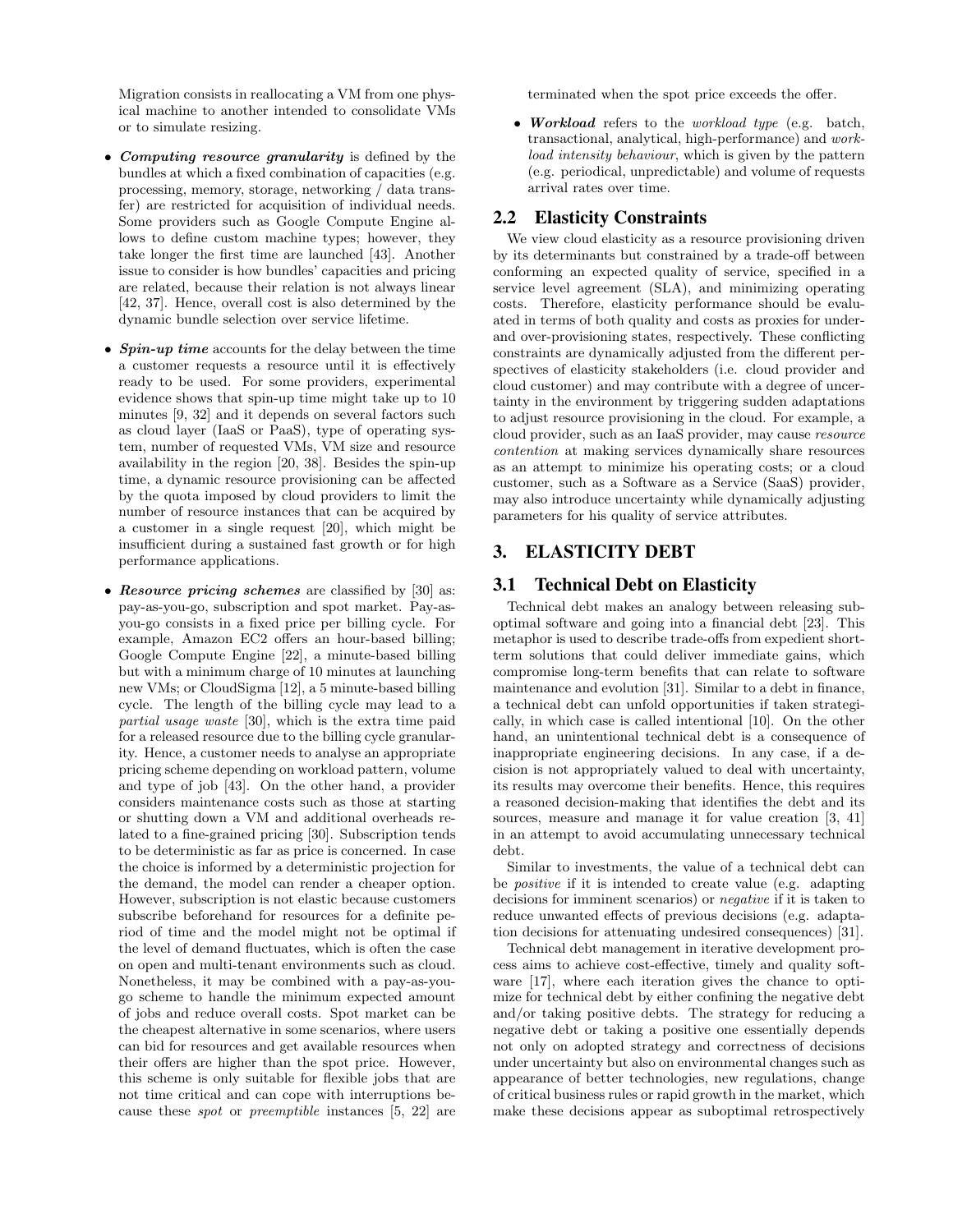Migration consists in reallocating a VM from one physical machine to another intended to consolidate VMs or to simulate resizing.

- ***Computing resource granularity*** is defined by the bundles at which a fixed combination of capacities (e.g. processing, memory, storage, networking / data transfer) are restricted for acquisition of individual needs. Some providers such as Google Compute Engine allows to define custom machine types; however, they take longer the first time are launched [43]. Another issue to consider is how bundles' capacities and pricing are related, because their relation is not always linear [42, 37]. Hence, overall cost is also determined by the dynamic bundle selection over service lifetime.

- ***Spin-up time*** accounts for the delay between the time a customer requests a resource until it is effectively ready to be used. For some providers, experimental evidence shows that spin-up time might take up to 10 minutes [9, 32] and it depends on several factors such as cloud layer (IaaS or PaaS), type of operating system, number of requested VMs, VM size and resource availability in the region [20, 38]. Besides the spin-up time, a dynamic resource provisioning can be affected by the quota imposed by cloud providers to limit the number of resource instances that can be acquired by a customer in a single request [20], which might be insufficient during a sustained fast growth or for high performance applications.

- ***Resource pricing schemes*** are classified by [30] as: pay-as-you-go, subscription and spot market. Pay-as-you-go consists in a fixed price per billing cycle. For example, Amazon EC2 offers an hour-based billing; Google Compute Engine [22], a minute-based billing but with a minimum charge of 10 minutes at launching new VMs; or CloudSigma [12], a 5 minute-based billing cycle. The length of the billing cycle may lead to a *partial usage waste* [30], which is the extra time paid for a released resource due to the billing cycle granularity. Hence, a customer needs to analyse an appropriate pricing scheme depending on workload pattern, volume and type of job [43]. On the other hand, a provider considers maintenance costs such as those at starting or shutting down a VM and additional overheads related to a fine-grained pricing [30]. Subscription tends to be deterministic as far as price is concerned. In case the choice is informed by a deterministic projection for the demand, the model can render a cheaper option. However, subscription is not elastic because customers subscribe beforehand for resources for a definite period of time and the model might not be optimal if the level of demand fluctuates, which is often the case on open and multi-tenant environments such as cloud. Nonetheless, it may be combined with a pay-as-you-go scheme to handle the minimum expected amount of jobs and reduce overall costs. Spot market can be the cheapest alternative in some scenarios, where users can bid for resources and get available resources when their offers are higher than the spot price. However, this scheme is only suitable for flexible jobs that are not time critical and can cope with interruptions because these *spot* or *preemptible* instances [5, 22] are terminated when the spot price exceeds the offer.

- ***Workload*** refers to the *workload type* (e.g. batch, transactional, analytical, high-performance) and *workload intensity behaviour*, which is given by the pattern (e.g. periodical, unpredictable) and volume of requests arrival rates over time.

### 2.2 Elasticity Constraints

We view cloud elasticity as a resource provisioning driven by its determinants but constrained by a trade-off between conforming an expected quality of service, specified in a service level agreement (SLA), and minimizing operating costs. Therefore, elasticity performance should be evaluated in terms of both quality and costs as proxies for under- and over-provisioning states, respectively. These conflicting constraints are dynamically adjusted from the different perspectives of elasticity stakeholders (i.e. cloud provider and cloud customer) and may contribute with a degree of uncertainty in the environment by triggering sudden adaptations to adjust resource provisioning in the cloud. For example, a cloud provider, such as an IaaS provider, may cause *resource contention* at making services dynamically share resources as an attempt to minimize his operating costs; or a cloud customer, such as a Software as a Service (SaaS) provider, may also introduce uncertainty while dynamically adjusting parameters for his quality of service attributes.

## 3. ELASTICITY DEBT

### 3.1 Technical Debt on Elasticity

Technical debt makes an analogy between releasing suboptimal software and going into a financial debt [23]. This metaphor is used to describe trade-offs from expedient short-term solutions that could deliver immediate gains, which compromise long-term benefits that can relate to software maintenance and evolution [31]. Similar to a debt in finance, a technical debt can unfold opportunities if taken strategically, in which case is called intentional [10]. On the other hand, an unintentional technical debt is a consequence of inappropriate engineering decisions. In any case, if a decision is not appropriately valued to deal with uncertainty, its results may overcome their benefits. Hence, this requires a reasoned decision-making that identifies the debt and its sources, measure and manage it for value creation [3, 41] in an attempt to avoid accumulating unnecessary technical debt.

Similar to investments, the value of a technical debt can be *positive* if it is intended to create value (e.g. adapting decisions for imminent scenarios) or *negative* if it is taken to reduce unwanted effects of previous decisions (e.g. adaptation decisions for attenuating undesired consequences) [31].

Technical debt management in iterative development process aims to achieve cost-effective, timely and quality software [17], where each iteration gives the chance to optimize for technical debt by either confining the negative debt and/or taking positive debts. The strategy for reducing a negative debt or taking a positive one essentially depends not only on adopted strategy and correctness of decisions under uncertainty but also on environmental changes such as appearance of better technologies, new regulations, change of critical business rules or rapid growth in the market, which make these decisions appear as suboptimal retrospectively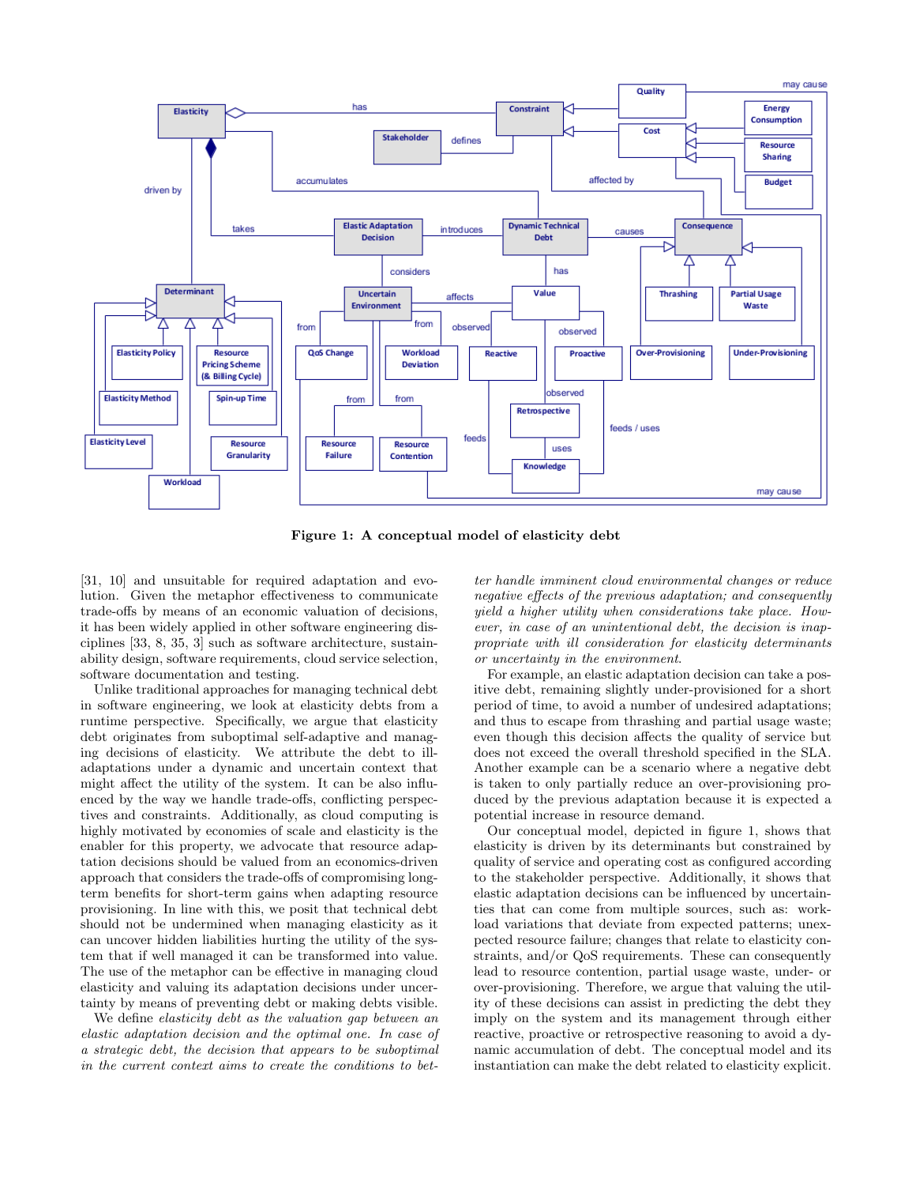Figure 1: A conceptual model of elasticity debt

[31, 10] and unsuitable for required adaptation and evolution. Given the metaphor effectiveness to communicate trade-offs by means of an economic valuation of decisions, it has been widely applied in other software engineering disciplines [33, 8, 35, 3] such as software architecture, sustainability design, software requirements, cloud service selection, software documentation and testing.

Unlike traditional approaches for managing technical debt in software engineering, we look at elasticity debts from a runtime perspective. Specifically, we argue that elasticity debt originates from suboptimal self-adaptive and managing decisions of elasticity. We attribute the debt to ill-adaptations under a dynamic and uncertain context that might affect the utility of the system. It can be also influenced by the way we handle trade-offs, conflicting perspectives and constraints. Additionally, as cloud computing is highly motivated by economies of scale and elasticity is the enabler for this property, we advocate that resource adaptation decisions should be valued from an economics-driven approach that considers the trade-offs of compromising long-term benefits for short-term gains when adapting resource provisioning. In line with this, we posit that technical debt should not be undermined when managing elasticity as it can uncover hidden liabilities hurting the utility of the system that if well managed it can be transformed into value. The use of the metaphor can be effective in managing cloud elasticity and valuing its adaptation decisions under uncertainty by means of preventing debt or making debts visible.

We define *elasticity debt as the valuation gap between an elastic adaptation decision and the optimal one. In case of a strategic debt, the decision that appears to be suboptimal in the current context aims to create the conditions to better handle imminent cloud environmental changes or reduce negative effects of the previous adaptation; and consequently yield a higher utility when considerations take place. However, in case of an unintentional debt, the decision is inappropriate with ill consideration for elasticity determinants or uncertainty in the environment.*

For example, an elastic adaptation decision can take a positive debt, remaining slightly under-provisioned for a short period of time, to avoid a number of undesired adaptations; and thus to escape from thrashing and partial usage waste; even though this decision affects the quality of service but does not exceed the overall threshold specified in the SLA. Another example can be a scenario where a negative debt is taken to only partially reduce an over-provisioning produced by the previous adaptation because it is expected a potential increase in resource demand.

Our conceptual model, depicted in figure 1, shows that elasticity is driven by its determinants but constrained by quality of service and operating cost as configured according to the stakeholder perspective. Additionally, it shows that elastic adaptation decisions can be influenced by uncertainties that can come from multiple sources, such as: workload variations that deviate from expected patterns; unexpected resource failure; changes that relate to elasticity constraints, and/or QoS requirements. These can consequently lead to resource contention, partial usage waste, under- or over-provisioning. Therefore, we argue that valuing the utility of these decisions can assist in predicting the debt they imply on the system and its management through either reactive, proactive or retrospective reasoning to avoid a dynamic accumulation of debt. The conceptual model and its instantiation can make the debt related to elasticity explicit.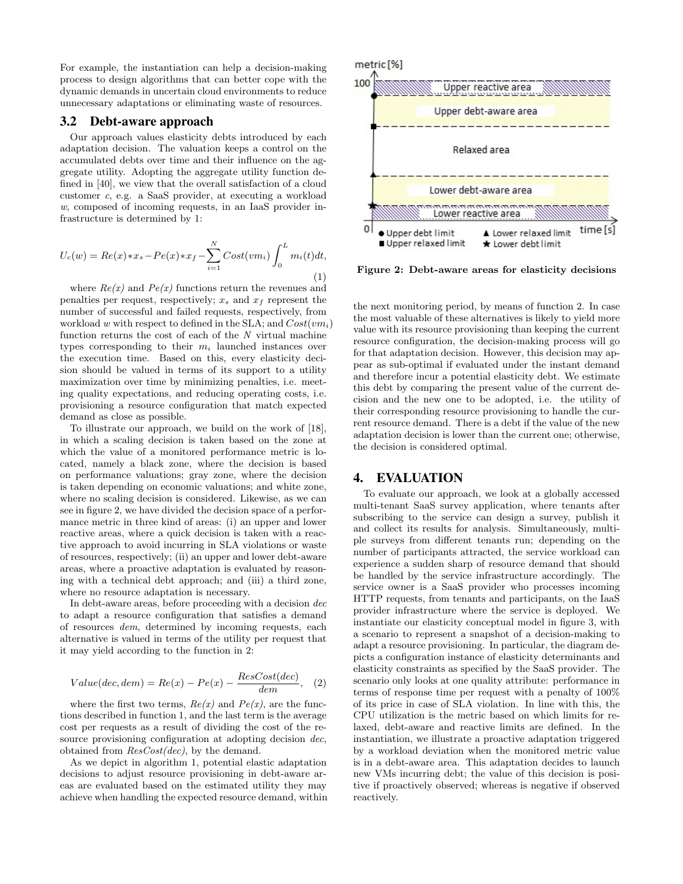For example, the instantiation can help a decision-making process to design algorithms that can better cope with the dynamic demands in uncertain cloud environments to reduce unnecessary adaptations or eliminating waste of resources.

## 3.2 Debt-aware approach

Our approach values elasticity debts introduced by each adaptation decision. The valuation keeps a control on the accumulated debts over time and their influence on the aggregate utility. Adopting the aggregate utility function defined in [40], we view that the overall satisfaction of a cloud customer $c$, e.g. a SaaS provider, at executing a workload $w$, composed of incoming requests, in an IaaS provider infrastructure is determined by 1:

$$U_c(w) = Re(x)*x_s - Pe(x)*x_f - \sum_{i=1}^{N} Cost(vm_i) \int_0^L m_i(t)dt, \quad (1)$$

where $Re(x)$ and $Pe(x)$ functions return the revenues and penalties per request, respectively; $x_s$ and $x_f$ represent the number of successful and failed requests, respectively, from workload $w$ with respect to defined in the SLA; and $Cost(vm_i)$ function returns the cost of each of the $N$ virtual machine types corresponding to their $m_i$ launched instances over the execution time. Based on this, every elasticity decision should be valued in terms of its support to a utility maximization over time by minimizing penalties, i.e. meeting quality expectations, and reducing operating costs, i.e. provisioning a resource configuration that match expected demand as close as possible.

To illustrate our approach, we build on the work of [18], in which a scaling decision is taken based on the zone at which the value of a monitored performance metric is located, namely a black zone, where the decision is based on performance valuations; gray zone, where the decision is taken depending on economic valuations; and white zone, where no scaling decision is considered. Likewise, as we can see in figure 2, we have divided the decision space of a performance metric in three kind of areas: (i) an upper and lower reactive areas, where a quick decision is taken with a reactive approach to avoid incurring in SLA violations or waste of resources, respectively; (ii) an upper and lower debt-aware areas, where a proactive adaptation is evaluated by reasoning with a technical debt approach; and (iii) a third zone, where no resource adaptation is necessary.

In debt-aware areas, before proceeding with a decision *dec* to adapt a resource configuration that satisfies a demand of resources *dem*, determined by incoming requests, each alternative is valued in terms of the utility per request that it may yield according to the function in 2:

$$Value(dec, dem) = Re(x) - Pe(x) - \frac{ResCost(dec)}{dem}, \quad (2)$$

where the first two terms, $Re(x)$ and $Pe(x)$, are the functions described in function 1, and the last term is the average cost per requests as a result of dividing the cost of the resource provisioning configuration at adopting decision *dec*, obtained from $ResCost(dec)$, by the demand.

As we depict in algorithm 1, potential elastic adaptation decisions to adjust resource provisioning in debt-aware areas are evaluated based on the estimated utility they may achieve when handling the expected resource demand, within

metric [%]
100
Upper reactive area
Upper debt-aware area
Relaxed area
Lower debt-aware area
Lower reactive area
0
time [s]
● Upper debt limit
■ Upper relaxed limit
▲ Lower relaxed limit
★ Lower debt limit

**Figure 2: Debt-aware areas for elasticity decisions**

the next monitoring period, by means of function 2. In case the most valuable of these alternatives is likely to yield more value with its resource provisioning than keeping the current resource configuration, the decision-making process will go for that adaptation decision. However, this decision may appear as sub-optimal if evaluated under the instant demand and therefore incur a potential elasticity debt. We estimate this debt by comparing the present value of the current decision and the new one to be adopted, i.e. the utility of their corresponding resource provisioning to handle the current resource demand. There is a debt if the value of the new adaptation decision is lower than the current one; otherwise, the decision is considered optimal.

# 4. EVALUATION

To evaluate our approach, we look at a globally accessed multi-tenant SaaS survey application, where tenants after subscribing to the service can design a survey, publish it and collect its results for analysis. Simultaneously, multiple surveys from different tenants run; depending on the number of participants attracted, the service workload can experience a sudden sharp of resource demand that should be handled by the service infrastructure accordingly. The service owner is a SaaS provider who processes incoming HTTP requests, from tenants and participants, on the IaaS provider infrastructure where the service is deployed. We instantiate our elasticity conceptual model in figure 3, with a scenario to represent a snapshot of a decision-making to adapt a resource provisioning. In particular, the diagram depicts a configuration instance of elasticity determinants and elasticity constraints as specified by the SaaS provider. The scenario only looks at one quality attribute: performance in terms of response time per request with a penalty of 100% of its price in case of SLA violation. In line with this, the CPU utilization is the metric based on which limits for relaxed, debt-aware and reactive limits are defined. In the instantiation, we illustrate a proactive adaptation triggered by a workload deviation when the monitored metric value is in a debt-aware area. This adaptation decides to launch new VMs incurring debt; the value of this decision is positive if proactively observed; whereas is negative if observed reactively.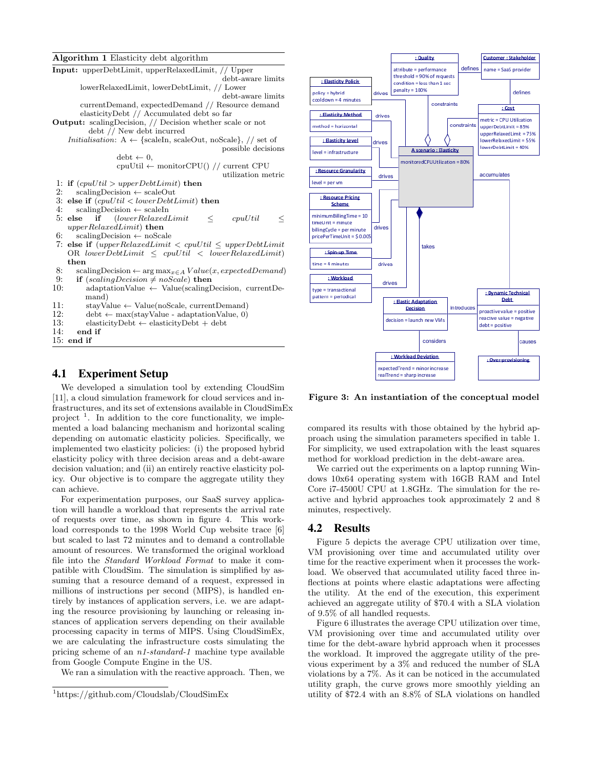**Algorithm 1** Elasticity debt algorithm

**Input:** upperDebtLimit, upperRelaxedLimit, // Upper debt-aware limits
lowerRelaxedLimit, lowerDebtLimit, // Lower debt-aware limits
currentDemand, expectedDemand // Resource demand
elasticityDebt // Accumulated debt so far

**Output:** scalingDecision, // Decision whether scale or not
debt // New debt incurred

*Initialisation:* A ← {scaleIn, scaleOut, noScale}, // set of possible decisions
debt ← 0,
cpuUtil ← monitorCPU() // current CPU utilization metric

```
1: if (cpuUtil > upperDebtLimit) then
2:     scalingDecision ← scaleOut
3: else if (cpuUtil < lowerDebtLimit) then
4:     scalingDecision ← scaleIn
5: else if (lowerRelaxedLimit ≤ cpuUtil ≤ upperRelaxedLimit) then
6:     scalingDecision ← noScale
7: else if (upperRelaxedLimit < cpuUtil ≤ upperDebtLimit OR lowerDebtLimit ≤ cpuUtil < lowerRelaxedLimit) then
8:     scalingDecision ← arg max_{x∈A} Value(x, expectedDemand)
9:     if (scalingDecision ≠ noScale) then
10:        adaptationValue ← Value(scalingDecision, currentDemand)
11:        stayValue ← Value(noScale, currentDemand)
12:        debt ← max(stayValue - adaptationValue, 0)
13:        elasticityDebt ← elasticityDebt + debt
14:    end if
15: end if
```

## 4.1 Experiment Setup

We developed a simulation tool by extending CloudSim [11], a cloud simulation framework for cloud services and infrastructures, and its set of extensions available in CloudSimEx project [1]. In addition to the core functionality, we implemented a load balancing mechanism and horizontal scaling depending on automatic elasticity policies. Specifically, we implemented two elasticity policies: (i) the proposed hybrid elasticity policy with three decision areas and a debt-aware decision valuation; and (ii) an entirely reactive elasticity policy. Our objective is to compare the aggregate utility they can achieve.

For experimentation purposes, our SaaS survey application will handle a workload that represents the arrival rate of requests over time, as shown in figure 4. This workload corresponds to the 1998 World Cup website trace [6] but scaled to last 72 minutes and to demand a controllable amount of resources. We transformed the original workload file into the *Standard Workload Format* to make it compatible with CloudSim. The simulation is simplified by assuming that a resource demand of a request, expressed in millions of instructions per second (MIPS), is handled entirely by instances of application servers, i.e. we are adapting the resource provisioning by launching or releasing instances of application servers depending on their available processing capacity in terms of MIPS. Using CloudSimEx, we are calculating the infrastructure costs simulating the pricing scheme of an *n1-standard-1* machine type available from Google Compute Engine in the US.

We ran a simulation with the reactive approach. Then, we compared its results with those obtained by the hybrid approach using the simulation parameters specified in table 1. For simplicity, we used extrapolation with the least squares method for workload prediction in the debt-aware area.

We carried out the experiments on a laptop running Windows 10x64 operating system with 16GB RAM and Intel Core i7-4500U CPU at 1.8GHz. The simulation for the reactive and hybrid approaches took approximately 2 and 8 minutes, respectively.

[1] https://github.com/Cloudslab/CloudSimEx

**: Quality** — attribute = performance; threshold = 90% of requests; condition = less than 1 sec; penalty = 100%
**Customer : Stakeholder** — name = SaaS provider
**: Elasticity Policy** — policy = hybrid; cooldown = 4 minutes
**: Elasticity Method** — method = horizontal
**: Elasticity level** — level = infrastructure
**: Cost** — metric = CPU Utilization; upperDebtLimit = 85%; upperRelaxedLimit = 75%; lowerRelaxedLimit = 55%; lowerDebtLimit = 40%
**A scenario : Elasticity** — monitoredCPUUtilization = 80%
**: Resource Granularity** — level = per vm
**: Resource Pricing Scheme** — minimumBillingTime = 10; timeUnit = minute; billingCycle = per minute; pricePerTimeUnit = $0.005
**: Spin-up Time** — time = 4 minutes
**: Workload** — type = transactional; pattern = periodical
**: Elastic Adaptation Decision** — decision = launch new VMs
**: Dynamic Technical Debt** — proactive value = positive; reactive value = negative; debt = positive
**: Workload Deviation** — expectedTrend = minor increase; realTrend = sharp increase
**: Over-provisioning**

Relations: defines, drives, constraints, accumulates, takes, introduces, considers, causes

**Figure 3: An instantiation of the conceptual model**

## 4.2 Results

Figure 5 depicts the average CPU utilization over time, VM provisioning over time and accumulated utility over time for the reactive experiment when it processes the workload. We observed that accumulated utility faced three inflections at points where elastic adaptations were affecting the utility. At the end of the execution, this experiment achieved an aggregate utility of \$70.4 with a SLA violation of 9.5% of all handled requests.

Figure 6 illustrates the average CPU utilization over time, VM provisioning over time and accumulated utility over time for the debt-aware hybrid approach when it processes the workload. It improved the aggregate utility of the previous experiment by a 3% and reduced the number of SLA violations by a 7%. As it can be noticed in the accumulated utility graph, the curve grows more smoothly yielding an utility of \$72.4 with an 8.8% of SLA violations on handled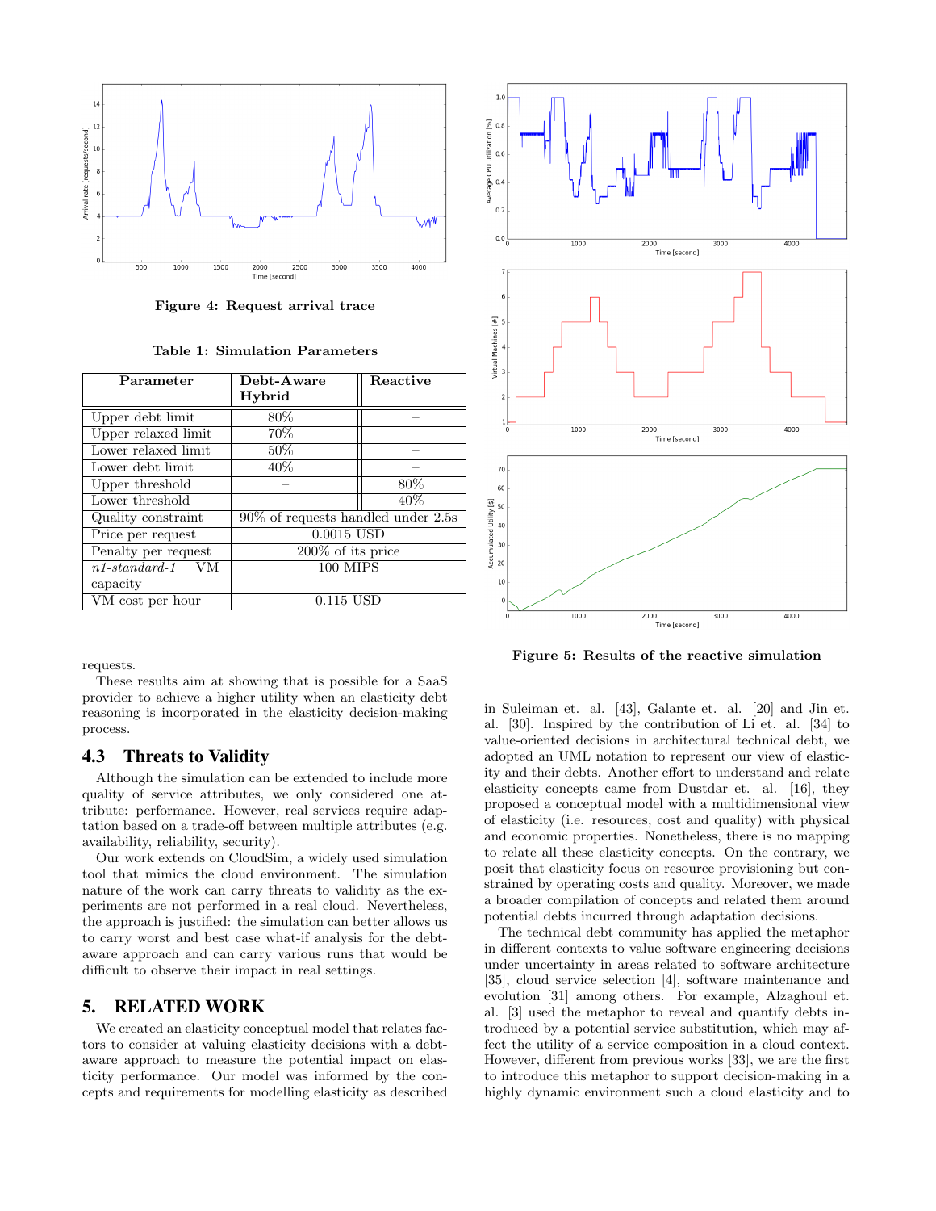Figure 4: Request arrival trace

Table 1: Simulation Parameters

| Parameter | Debt-Aware Hybrid | Reactive |
|---|---|---|
| Upper debt limit | 80% | – |
| Upper relaxed limit | 70% | – |
| Lower relaxed limit | 50% | – |
| Lower debt limit | 40% | – |
| Upper threshold | – | 80% |
| Lower threshold | – | 40% |
| Quality constraint | 90% of requests handled under 2.5s | |
| Price per request | 0.0015 USD | |
| Penalty per request | 200% of its price | |
| *n1-standard-1* VM capacity | 100 MIPS | |
| VM cost per hour | 0.115 USD | |

Figure 5: Results of the reactive simulation

requests.

These results aim at showing that is possible for a SaaS provider to achieve a higher utility when an elasticity debt reasoning is incorporated in the elasticity decision-making process.

## 4.3 Threats to Validity

Although the simulation can be extended to include more quality of service attributes, we only considered one attribute: performance. However, real services require adaptation based on a trade-off between multiple attributes (e.g. availability, reliability, security).

Our work extends on CloudSim, a widely used simulation tool that mimics the cloud environment. The simulation nature of the work can carry threats to validity as the experiments are not performed in a real cloud. Nevertheless, the approach is justified: the simulation can better allows us to carry worst and best case what-if analysis for the debt-aware approach and can carry various runs that would be difficult to observe their impact in real settings.

# 5. RELATED WORK

We created an elasticity conceptual model that relates factors to consider at valuing elasticity decisions with a debt-aware approach to measure the potential impact on elasticity performance. Our model was informed by the concepts and requirements for modelling elasticity as described in Suleiman et. al. [43], Galante et. al. [20] and Jin et. al. [30]. Inspired by the contribution of Li et. al. [34] to value-oriented decisions in architectural technical debt, we adopted an UML notation to represent our view of elasticity and their debts. Another effort to understand and relate elasticity concepts came from Dustdar et. al. [16], they proposed a conceptual model with a multidimensional view of elasticity (i.e. resources, cost and quality) with physical and economic properties. Nonetheless, there is no mapping to relate all these elasticity concepts. On the contrary, we posit that elasticity focus on resource provisioning but constrained by operating costs and quality. Moreover, we made a broader compilation of concepts and related them around potential debts incurred through adaptation decisions.

The technical debt community has applied the metaphor in different contexts to value software engineering decisions under uncertainty in areas related to software architecture [35], cloud service selection [4], software maintenance and evolution [31] among others. For example, Alzaghoul et. al. [3] used the metaphor to reveal and quantify debts introduced by a potential service substitution, which may affect the utility of a service composition in a cloud context. However, different from previous works [33], we are the first to introduce this metaphor to support decision-making in a highly dynamic environment such a cloud elasticity and to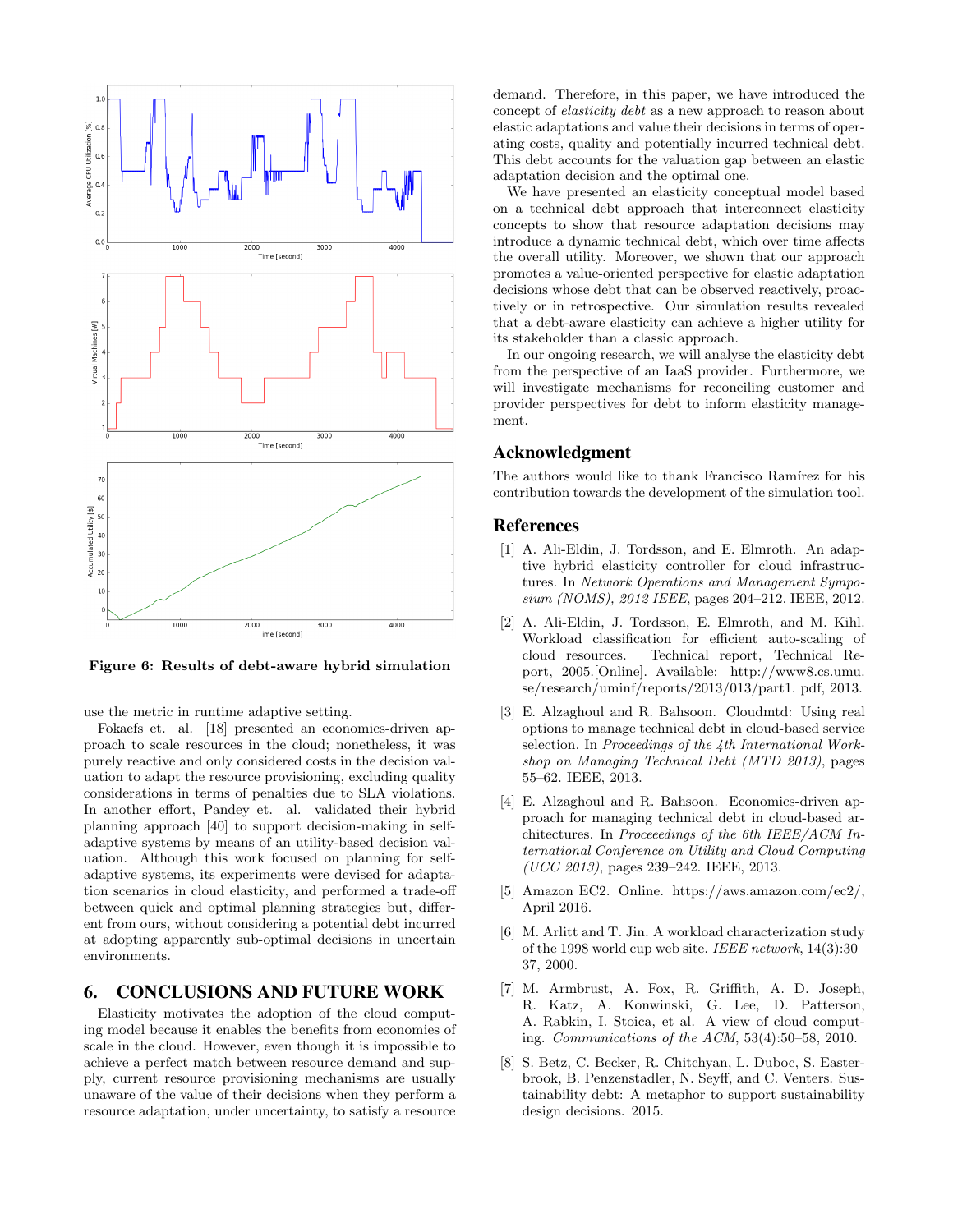**Figure 6: Results of debt-aware hybrid simulation**

use the metric in runtime adaptive setting.

Fokaefs et. al. [18] presented an economics-driven approach to scale resources in the cloud; nonetheless, it was purely reactive and only considered costs in the decision valuation to adapt the resource provisioning, excluding quality considerations in terms of penalties due to SLA violations. In another effort, Pandey et. al. validated their hybrid planning approach [40] to support decision-making in self-adaptive systems by means of an utility-based decision valuation. Although this work focused on planning for self-adaptive systems, its experiments were devised for adaptation scenarios in cloud elasticity, and performed a trade-off between quick and optimal planning strategies but, different from ours, without considering a potential debt incurred at adopting apparently sub-optimal decisions in uncertain environments.

## 6. CONCLUSIONS AND FUTURE WORK

Elasticity motivates the adoption of the cloud computing model because it enables the benefits from economies of scale in the cloud. However, even though it is impossible to achieve a perfect match between resource demand and supply, current resource provisioning mechanisms are usually unaware of the value of their decisions when they perform a resource adaptation, under uncertainty, to satisfy a resource demand. Therefore, in this paper, we have introduced the concept of *elasticity debt* as a new approach to reason about elastic adaptations and value their decisions in terms of operating costs, quality and potentially incurred technical debt. This debt accounts for the valuation gap between an elastic adaptation decision and the optimal one.

We have presented an elasticity conceptual model based on a technical debt approach that interconnect elasticity concepts to show that resource adaptation decisions may introduce a dynamic technical debt, which over time affects the overall utility. Moreover, we shown that our approach promotes a value-oriented perspective for elastic adaptation decisions whose debt that can be observed reactively, proactively or in retrospective. Our simulation results revealed that a debt-aware elasticity can achieve a higher utility for its stakeholder than a classic approach.

In our ongoing research, we will analyse the elasticity debt from the perspective of an IaaS provider. Furthermore, we will investigate mechanisms for reconciling customer and provider perspectives for debt to inform elasticity management.

## Acknowledgment

The authors would like to thank Francisco Ramírez for his contribution towards the development of the simulation tool.

## References

[1] A. Ali-Eldin, J. Tordsson, and E. Elmroth. An adaptive hybrid elasticity controller for cloud infrastructures. In *Network Operations and Management Symposium (NOMS), 2012 IEEE*, pages 204–212. IEEE, 2012.

[2] A. Ali-Eldin, J. Tordsson, E. Elmroth, and M. Kihl. Workload classification for efficient auto-scaling of cloud resources. Technical report, Technical Report, 2005.[Online]. Available: http://www8.cs.umu.se/research/uminf/reports/2013/013/part1. pdf, 2013.

[3] E. Alzaghoul and R. Bahsoon. Cloudmtd: Using real options to manage technical debt in cloud-based service selection. In *Proceedings of the 4th International Workshop on Managing Technical Debt (MTD 2013)*, pages 55–62. IEEE, 2013.

[4] E. Alzaghoul and R. Bahsoon. Economics-driven approach for managing technical debt in cloud-based architectures. In *Proceeedings of the 6th IEEE/ACM International Conference on Utility and Cloud Computing (UCC 2013)*, pages 239–242. IEEE, 2013.

[5] Amazon EC2. Online. https://aws.amazon.com/ec2/, April 2016.

[6] M. Arlitt and T. Jin. A workload characterization study of the 1998 world cup web site. *IEEE network*, 14(3):30–37, 2000.

[7] M. Armbrust, A. Fox, R. Griffith, A. D. Joseph, R. Katz, A. Konwinski, G. Lee, D. Patterson, A. Rabkin, I. Stoica, et al. A view of cloud computing. *Communications of the ACM*, 53(4):50–58, 2010.

[8] S. Betz, C. Becker, R. Chitchyan, L. Duboc, S. Easterbrook, B. Penzenstadler, N. Seyff, and C. Venters. Sustainability debt: A metaphor to support sustainability design decisions. 2015.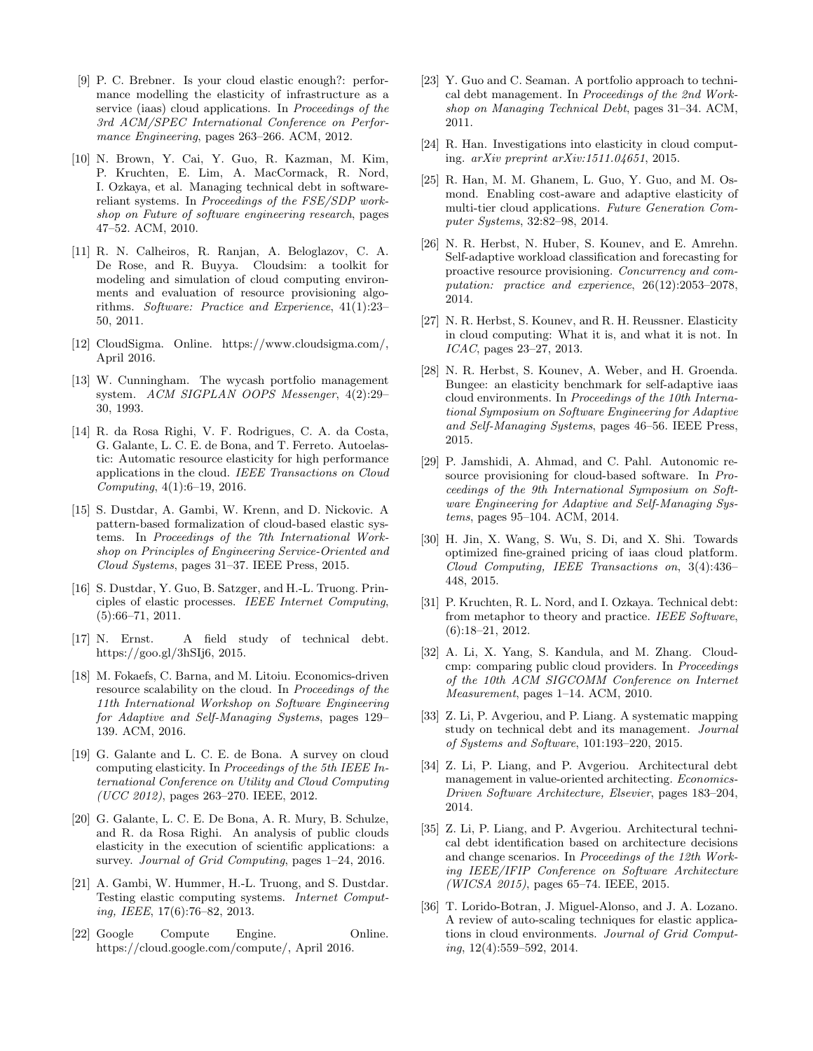[9] P. C. Brebner. Is your cloud elastic enough?: performance modelling the elasticity of infrastructure as a service (iaas) cloud applications. In *Proceedings of the 3rd ACM/SPEC International Conference on Performance Engineering*, pages 263–266. ACM, 2012.

[10] N. Brown, Y. Cai, Y. Guo, R. Kazman, M. Kim, P. Kruchten, E. Lim, A. MacCormack, R. Nord, I. Ozkaya, et al. Managing technical debt in software-reliant systems. In *Proceedings of the FSE/SDP workshop on Future of software engineering research*, pages 47–52. ACM, 2010.

[11] R. N. Calheiros, R. Ranjan, A. Beloglazov, C. A. De Rose, and R. Buyya. Cloudsim: a toolkit for modeling and simulation of cloud computing environments and evaluation of resource provisioning algorithms. *Software: Practice and Experience*, 41(1):23–50, 2011.

[12] CloudSigma. Online. https://www.cloudsigma.com/, April 2016.

[13] W. Cunningham. The wycash portfolio management system. *ACM SIGPLAN OOPS Messenger*, 4(2):29–30, 1993.

[14] R. da Rosa Righi, V. F. Rodrigues, C. A. da Costa, G. Galante, L. C. E. de Bona, and T. Ferreto. Autoelastic: Automatic resource elasticity for high performance applications in the cloud. *IEEE Transactions on Cloud Computing*, 4(1):6–19, 2016.

[15] S. Dustdar, A. Gambi, W. Krenn, and D. Nickovic. A pattern-based formalization of cloud-based elastic systems. In *Proceedings of the 7th International Workshop on Principles of Engineering Service-Oriented and Cloud Systems*, pages 31–37. IEEE Press, 2015.

[16] S. Dustdar, Y. Guo, B. Satzger, and H.-L. Truong. Principles of elastic processes. *IEEE Internet Computing*, (5):66–71, 2011.

[17] N. Ernst. A field study of technical debt. https://goo.gl/3hSIj6, 2015.

[18] M. Fokaefs, C. Barna, and M. Litoiu. Economics-driven resource scalability on the cloud. In *Proceedings of the 11th International Workshop on Software Engineering for Adaptive and Self-Managing Systems*, pages 129–139. ACM, 2016.

[19] G. Galante and L. C. E. de Bona. A survey on cloud computing elasticity. In *Proceedings of the 5th IEEE International Conference on Utility and Cloud Computing (UCC 2012)*, pages 263–270. IEEE, 2012.

[20] G. Galante, L. C. E. De Bona, A. R. Mury, B. Schulze, and R. da Rosa Righi. An analysis of public clouds elasticity in the execution of scientific applications: a survey. *Journal of Grid Computing*, pages 1–24, 2016.

[21] A. Gambi, W. Hummer, H.-L. Truong, and S. Dustdar. Testing elastic computing systems. *Internet Computing, IEEE*, 17(6):76–82, 2013.

[22] Google Compute Engine. Online. https://cloud.google.com/compute/, April 2016.

[23] Y. Guo and C. Seaman. A portfolio approach to technical debt management. In *Proceedings of the 2nd Workshop on Managing Technical Debt*, pages 31–34. ACM, 2011.

[24] R. Han. Investigations into elasticity in cloud computing. *arXiv preprint arXiv:1511.04651*, 2015.

[25] R. Han, M. M. Ghanem, L. Guo, Y. Guo, and M. Osmond. Enabling cost-aware and adaptive elasticity of multi-tier cloud applications. *Future Generation Computer Systems*, 32:82–98, 2014.

[26] N. R. Herbst, N. Huber, S. Kounev, and E. Amrehn. Self-adaptive workload classification and forecasting for proactive resource provisioning. *Concurrency and computation: practice and experience*, 26(12):2053–2078, 2014.

[27] N. R. Herbst, S. Kounev, and R. H. Reussner. Elasticity in cloud computing: What it is, and what it is not. In *ICAC*, pages 23–27, 2013.

[28] N. R. Herbst, S. Kounev, A. Weber, and H. Groenda. Bungee: an elasticity benchmark for self-adaptive iaas cloud environments. In *Proceedings of the 10th International Symposium on Software Engineering for Adaptive and Self-Managing Systems*, pages 46–56. IEEE Press, 2015.

[29] P. Jamshidi, A. Ahmad, and C. Pahl. Autonomic resource provisioning for cloud-based software. In *Proceedings of the 9th International Symposium on Software Engineering for Adaptive and Self-Managing Systems*, pages 95–104. ACM, 2014.

[30] H. Jin, X. Wang, S. Wu, S. Di, and X. Shi. Towards optimized fine-grained pricing of iaas cloud platform. *Cloud Computing, IEEE Transactions on*, 3(4):436–448, 2015.

[31] P. Kruchten, R. L. Nord, and I. Ozkaya. Technical debt: from metaphor to theory and practice. *IEEE Software*, (6):18–21, 2012.

[32] A. Li, X. Yang, S. Kandula, and M. Zhang. Cloudcmp: comparing public cloud providers. In *Proceedings of the 10th ACM SIGCOMM Conference on Internet Measurement*, pages 1–14. ACM, 2010.

[33] Z. Li, P. Avgeriou, and P. Liang. A systematic mapping study on technical debt and its management. *Journal of Systems and Software*, 101:193–220, 2015.

[34] Z. Li, P. Liang, and P. Avgeriou. Architectural debt management in value-oriented architecting. *Economics-Driven Software Architecture, Elsevier*, pages 183–204, 2014.

[35] Z. Li, P. Liang, and P. Avgeriou. Architectural technical debt identification based on architecture decisions and change scenarios. In *Proceedings of the 12th Working IEEE/IFIP Conference on Software Architecture (WICSA 2015)*, pages 65–74. IEEE, 2015.

[36] T. Lorido-Botran, J. Miguel-Alonso, and J. A. Lozano. A review of auto-scaling techniques for elastic applications in cloud environments. *Journal of Grid Computing*, 12(4):559–592, 2014.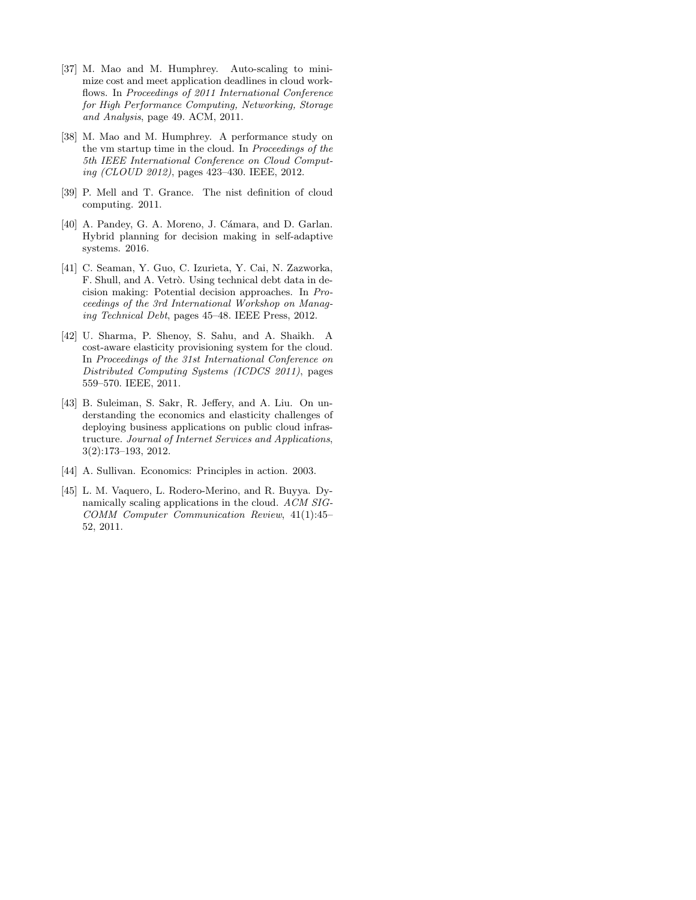[37] M. Mao and M. Humphrey. Auto-scaling to minimize cost and meet application deadlines in cloud workflows. In *Proceedings of 2011 International Conference for High Performance Computing, Networking, Storage and Analysis*, page 49. ACM, 2011.

[38] M. Mao and M. Humphrey. A performance study on the vm startup time in the cloud. In *Proceedings of the 5th IEEE International Conference on Cloud Computing (CLOUD 2012)*, pages 423–430. IEEE, 2012.

[39] P. Mell and T. Grance. The nist definition of cloud computing. 2011.

[40] A. Pandey, G. A. Moreno, J. Cámara, and D. Garlan. Hybrid planning for decision making in self-adaptive systems. 2016.

[41] C. Seaman, Y. Guo, C. Izurieta, Y. Cai, N. Zazworka, F. Shull, and A. Vetrò. Using technical debt data in decision making: Potential decision approaches. In *Proceedings of the 3rd International Workshop on Managing Technical Debt*, pages 45–48. IEEE Press, 2012.

[42] U. Sharma, P. Shenoy, S. Sahu, and A. Shaikh. A cost-aware elasticity provisioning system for the cloud. In *Proceedings of the 31st International Conference on Distributed Computing Systems (ICDCS 2011)*, pages 559–570. IEEE, 2011.

[43] B. Suleiman, S. Sakr, R. Jeffery, and A. Liu. On understanding the economics and elasticity challenges of deploying business applications on public cloud infrastructure. *Journal of Internet Services and Applications*, 3(2):173–193, 2012.

[44] A. Sullivan. Economics: Principles in action. 2003.

[45] L. M. Vaquero, L. Rodero-Merino, and R. Buyya. Dynamically scaling applications in the cloud. *ACM SIGCOMM Computer Communication Review*, 41(1):45–52, 2011.